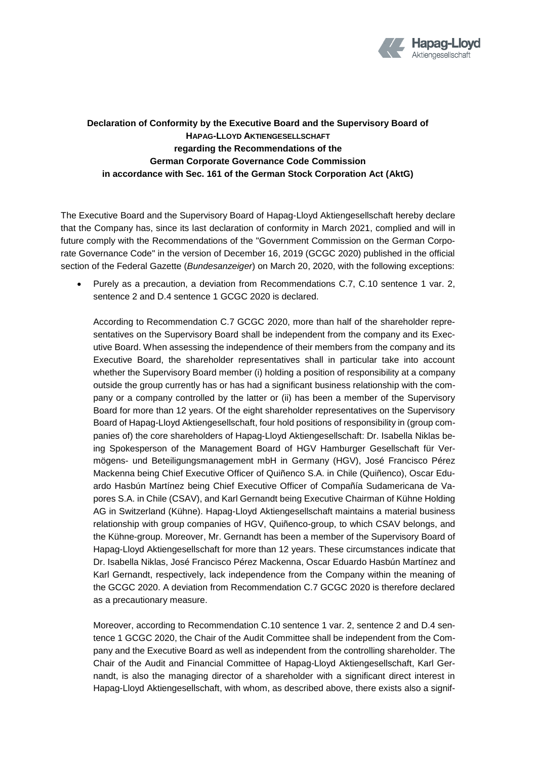**Declaration of Conformity by the Executive Board and the Supervisory Board of HAPAG-LLOYD AKTIENGESELLSCHAFT regarding the Recommendations of the German Corporate Governance Code Commission in accordance with Sec. 161 of the German Stock Corporation Act (AktG)**

The Executive Board and the Supervisory Board of Hapag-Lloyd Aktiengesellschaft hereby declare that the Company has, since its last declaration of conformity in March 2021, complied and will in future comply with the Recommendations of the "Government Commission on the German Corporate Governance Code" in the version of December 16, 2019 (GCGC 2020) published in the official section of the Federal Gazette (*Bundesanzeiger*) on March 20, 2020, with the following exceptions:

- Purely as a precaution, a deviation from Recommendations C.7, C.10 sentence 1 var. 2, sentence 2 and D.4 sentence 1 GCGC 2020 is declared.

  According to Recommendation C.7 GCGC 2020, more than half of the shareholder representatives on the Supervisory Board shall be independent from the company and its Executive Board. When assessing the independence of their members from the company and its Executive Board, the shareholder representatives shall in particular take into account whether the Supervisory Board member (i) holding a position of responsibility at a company outside the group currently has or has had a significant business relationship with the company or a company controlled by the latter or (ii) has been a member of the Supervisory Board for more than 12 years. Of the eight shareholder representatives on the Supervisory Board of Hapag-Lloyd Aktiengesellschaft, four hold positions of responsibility in (group companies of) the core shareholders of Hapag-Lloyd Aktiengesellschaft: Dr. Isabella Niklas being Spokesperson of the Management Board of HGV Hamburger Gesellschaft für Vermögens- und Beteiligungsmanagement mbH in Germany (HGV), José Francisco Pérez Mackenna being Chief Executive Officer of Quiñenco S.A. in Chile (Quiñenco), Oscar Eduardo Hasbún Martínez being Chief Executive Officer of Compañía Sudamericana de Vapores S.A. in Chile (CSAV), and Karl Gernandt being Executive Chairman of Kühne Holding AG in Switzerland (Kühne). Hapag-Lloyd Aktiengesellschaft maintains a material business relationship with group companies of HGV, Quiñenco-group, to which CSAV belongs, and the Kühne-group. Moreover, Mr. Gernandt has been a member of the Supervisory Board of Hapag-Lloyd Aktiengesellschaft for more than 12 years. These circumstances indicate that Dr. Isabella Niklas, José Francisco Pérez Mackenna, Oscar Eduardo Hasbún Martínez and Karl Gernandt, respectively, lack independence from the Company within the meaning of the GCGC 2020. A deviation from Recommendation C.7 GCGC 2020 is therefore declared as a precautionary measure.

  Moreover, according to Recommendation C.10 sentence 1 var. 2, sentence 2 and D.4 sentence 1 GCGC 2020, the Chair of the Audit Committee shall be independent from the Company and the Executive Board as well as independent from the controlling shareholder. The Chair of the Audit and Financial Committee of Hapag-Lloyd Aktiengesellschaft, Karl Gernandt, is also the managing director of a shareholder with a significant direct interest in Hapag-Lloyd Aktiengesellschaft, with whom, as described above, there exists also a signif-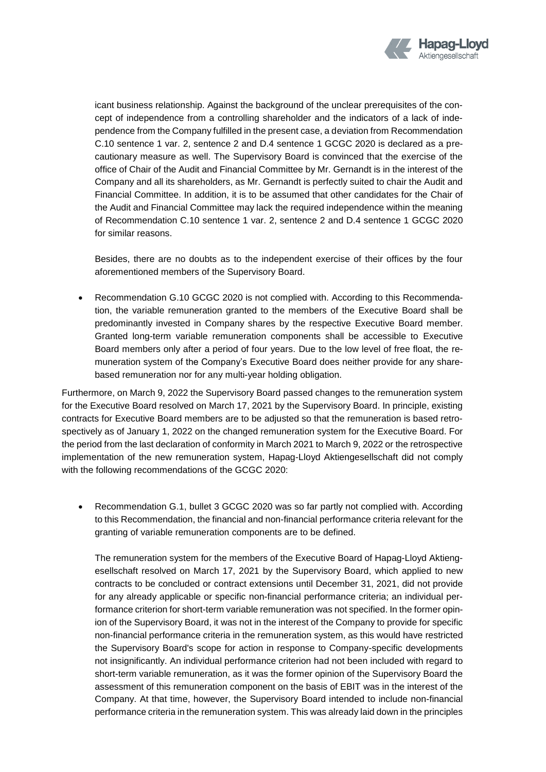icant business relationship. Against the background of the unclear prerequisites of the concept of independence from a controlling shareholder and the indicators of a lack of independence from the Company fulfilled in the present case, a deviation from Recommendation C.10 sentence 1 var. 2, sentence 2 and D.4 sentence 1 GCGC 2020 is declared as a precautionary measure as well. The Supervisory Board is convinced that the exercise of the office of Chair of the Audit and Financial Committee by Mr. Gernandt is in the interest of the Company and all its shareholders, as Mr. Gernandt is perfectly suited to chair the Audit and Financial Committee. In addition, it is to be assumed that other candidates for the Chair of the Audit and Financial Committee may lack the required independence within the meaning of Recommendation C.10 sentence 1 var. 2, sentence 2 and D.4 sentence 1 GCGC 2020 for similar reasons.

  Besides, there are no doubts as to the independent exercise of their offices by the four aforementioned members of the Supervisory Board.

- Recommendation G.10 GCGC 2020 is not complied with. According to this Recommendation, the variable remuneration granted to the members of the Executive Board shall be predominantly invested in Company shares by the respective Executive Board member. Granted long-term variable remuneration components shall be accessible to Executive Board members only after a period of four years. Due to the low level of free float, the remuneration system of the Company's Executive Board does neither provide for any share-based remuneration nor for any multi-year holding obligation.

Furthermore, on March 9, 2022 the Supervisory Board passed changes to the remuneration system for the Executive Board resolved on March 17, 2021 by the Supervisory Board. In principle, existing contracts for Executive Board members are to be adjusted so that the remuneration is based retrospectively as of January 1, 2022 on the changed remuneration system for the Executive Board. For the period from the last declaration of conformity in March 2021 to March 9, 2022 or the retrospective implementation of the new remuneration system, Hapag-Lloyd Aktiengesellschaft did not comply with the following recommendations of the GCGC 2020:

- Recommendation G.1, bullet 3 GCGC 2020 was so far partly not complied with. According to this Recommendation, the financial and non-financial performance criteria relevant for the granting of variable remuneration components are to be defined.

  The remuneration system for the members of the Executive Board of Hapag-Lloyd Aktiengesellschaft resolved on March 17, 2021 by the Supervisory Board, which applied to new contracts to be concluded or contract extensions until December 31, 2021, did not provide for any already applicable or specific non-financial performance criteria; an individual performance criterion for short-term variable remuneration was not specified. In the former opinion of the Supervisory Board, it was not in the interest of the Company to provide for specific non-financial performance criteria in the remuneration system, as this would have restricted the Supervisory Board's scope for action in response to Company-specific developments not insignificantly. An individual performance criterion had not been included with regard to short-term variable remuneration, as it was the former opinion of the Supervisory Board the assessment of this remuneration component on the basis of EBIT was in the interest of the Company. At that time, however, the Supervisory Board intended to include non-financial performance criteria in the remuneration system. This was already laid down in the principles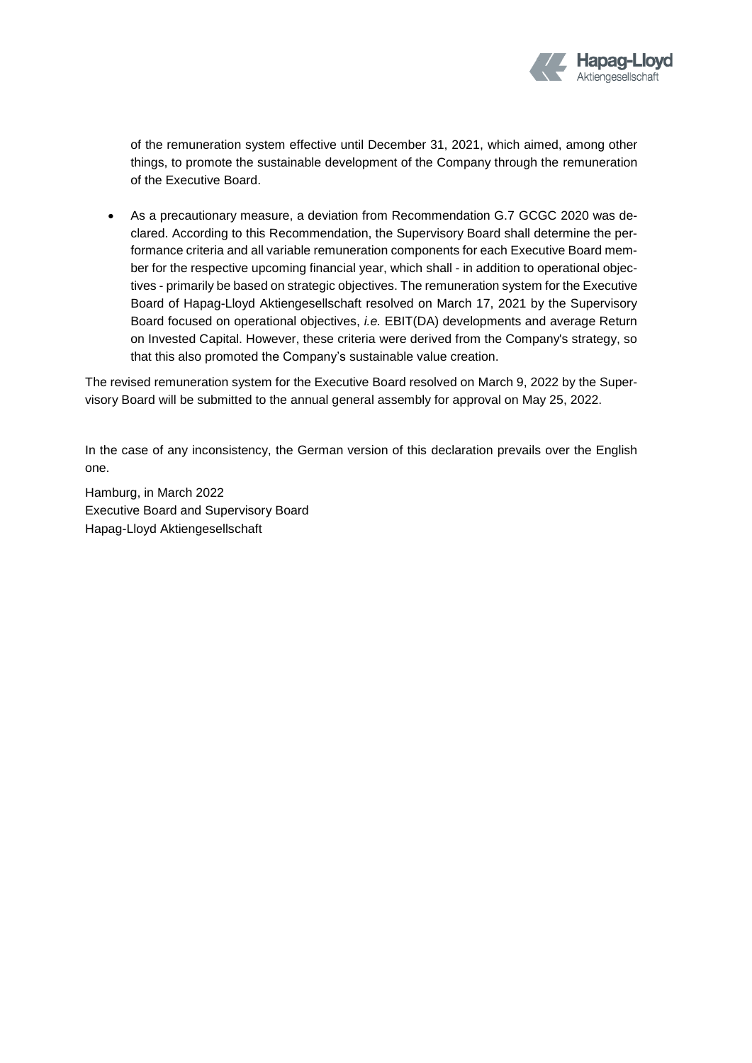of the remuneration system effective until December 31, 2021, which aimed, among other things, to promote the sustainable development of the Company through the remuneration of the Executive Board.

- As a precautionary measure, a deviation from Recommendation G.7 GCGC 2020 was declared. According to this Recommendation, the Supervisory Board shall determine the performance criteria and all variable remuneration components for each Executive Board member for the respective upcoming financial year, which shall - in addition to operational objectives - primarily be based on strategic objectives. The remuneration system for the Executive Board of Hapag-Lloyd Aktiengesellschaft resolved on March 17, 2021 by the Supervisory Board focused on operational objectives, *i.e.* EBIT(DA) developments and average Return on Invested Capital. However, these criteria were derived from the Company's strategy, so that this also promoted the Company's sustainable value creation.

The revised remuneration system for the Executive Board resolved on March 9, 2022 by the Supervisory Board will be submitted to the annual general assembly for approval on May 25, 2022.

In the case of any inconsistency, the German version of this declaration prevails over the English one.

Hamburg, in March 2022
Executive Board and Supervisory Board
Hapag-Lloyd Aktiengesellschaft